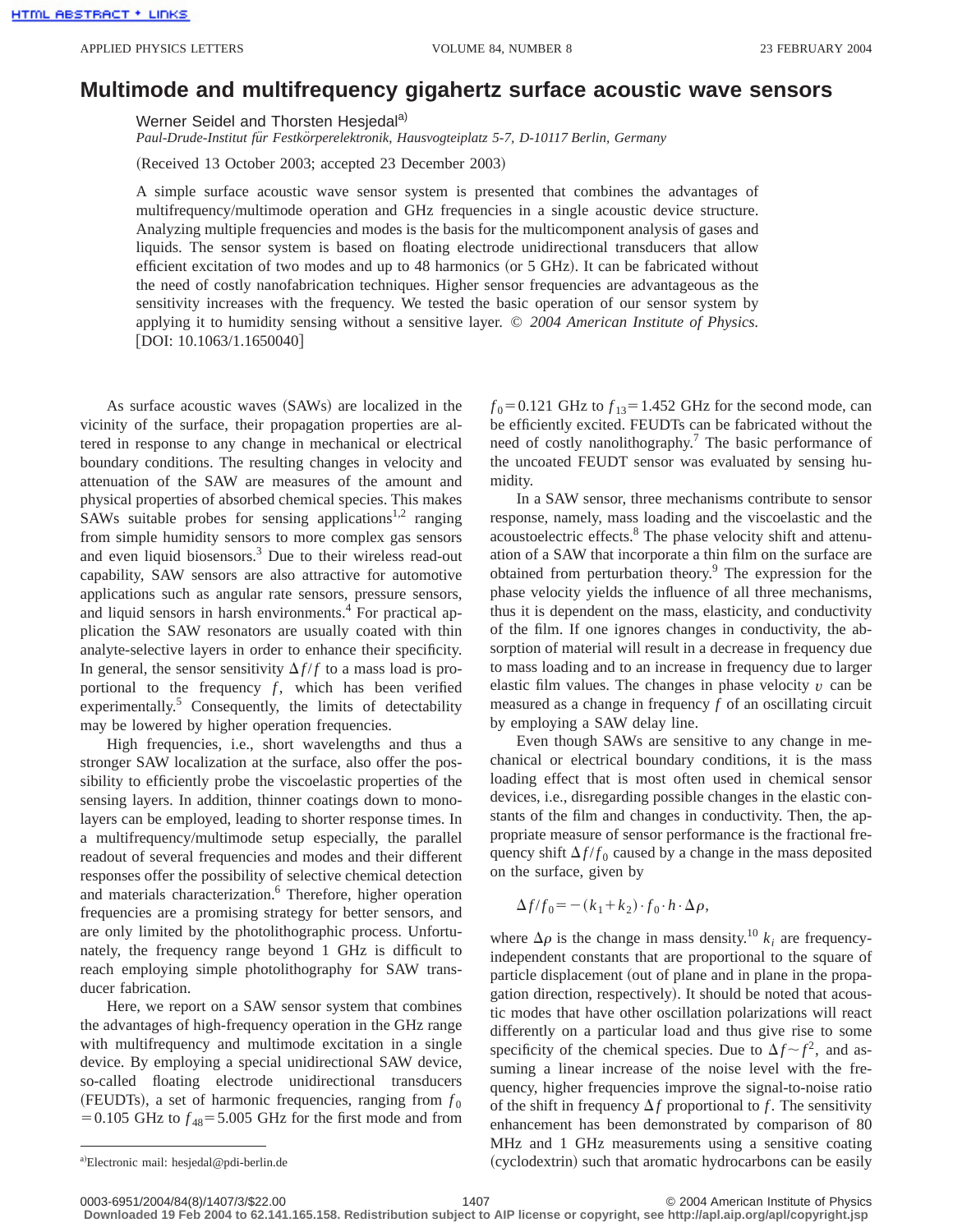# Multimode and multifrequency gigahertz surface acoustic wave sensors

Werner Seidel and Thorsten Hesjedal[a]

*Paul-Drude-Institut für Festkörperelektronik, Hausvogteiplatz 5-7, D-10117 Berlin, Germany*

(Received 13 October 2003; accepted 23 December 2003)

A simple surface acoustic wave sensor system is presented that combines the advantages of multifrequency/multimode operation and GHz frequencies in a single acoustic device structure. Analyzing multiple frequencies and modes is the basis for the multicomponent analysis of gases and liquids. The sensor system is based on floating electrode unidirectional transducers that allow efficient excitation of two modes and up to 48 harmonics (or 5 GHz). It can be fabricated without the need of costly nanofabrication techniques. Higher sensor frequencies are advantageous as the sensitivity increases with the frequency. We tested the basic operation of our sensor system by applying it to humidity sensing without a sensitive layer. *© 2004 American Institute of Physics.* [DOI: 10.1063/1.1650040]

As surface acoustic waves (SAWs) are localized in the vicinity of the surface, their propagation properties are altered in response to any change in mechanical or electrical boundary conditions. The resulting changes in velocity and attenuation of the SAW are measures of the amount and physical properties of absorbed chemical species. This makes SAWs suitable probes for sensing applications[1,2] ranging from simple humidity sensors to more complex gas sensors and even liquid biosensors.[3] Due to their wireless read-out capability, SAW sensors are also attractive for automotive applications such as angular rate sensors, pressure sensors, and liquid sensors in harsh environments.[4] For practical application the SAW resonators are usually coated with thin analyte-selective layers in order to enhance their specificity. In general, the sensor sensitivity $\Delta f/f$ to a mass load is proportional to the frequency $f$, which has been verified experimentally.[5] Consequently, the limits of detectability may be lowered by higher operation frequencies.

High frequencies, i.e., short wavelengths and thus a stronger SAW localization at the surface, also offer the possibility to efficiently probe the viscoelastic properties of the sensing layers. In addition, thinner coatings down to monolayers can be employed, leading to shorter response times. In a multifrequency/multimode setup especially, the parallel readout of several frequencies and modes and their different responses offer the possibility of selective chemical detection and materials characterization.[6] Therefore, higher operation frequencies are a promising strategy for better sensors, and are only limited by the photolithographic process. Unfortunately, the frequency range beyond 1 GHz is difficult to reach employing simple photolithography for SAW transducer fabrication.

Here, we report on a SAW sensor system that combines the advantages of high-frequency operation in the GHz range with multifrequency and multimode excitation in a single device. By employing a special unidirectional SAW device, so-called floating electrode unidirectional transducers (FEUDTs), a set of harmonic frequencies, ranging from $f_0 = 0.105$ GHz to $f_{48} = 5.005$ GHz for the first mode and from $f_0 = 0.121$ GHz to $f_{13} = 1.452$ GHz for the second mode, can be efficiently excited. FEUDTs can be fabricated without the need of costly nanolithography.[7] The basic performance of the uncoated FEUDT sensor was evaluated by sensing humidity.

In a SAW sensor, three mechanisms contribute to sensor response, namely, mass loading and the viscoelastic and the acoustoelectric effects.[8] The phase velocity shift and attenuation of a SAW that incorporate a thin film on the surface are obtained from perturbation theory.[9] The expression for the phase velocity yields the influence of all three mechanisms, thus it is dependent on the mass, elasticity, and conductivity of the film. If one ignores changes in conductivity, the absorption of material will result in a decrease in frequency due to mass loading and to an increase in frequency due to larger elastic film values. The changes in phase velocity $v$ can be measured as a change in frequency $f$ of an oscillating circuit by employing a SAW delay line.

Even though SAWs are sensitive to any change in mechanical or electrical boundary conditions, it is the mass loading effect that is most often used in chemical sensor devices, i.e., disregarding possible changes in the elastic constants of the film and changes in conductivity. Then, the appropriate measure of sensor performance is the fractional frequency shift $\Delta f/f_0$ caused by a change in the mass deposited on the surface, given by

$$\Delta f/f_0 = -(k_1 + k_2) \cdot f_0 \cdot h \cdot \Delta\rho,$$

where $\Delta\rho$ is the change in mass density.[10] $k_i$ are frequency-independent constants that are proportional to the square of particle displacement (out of plane and in plane in the propagation direction, respectively). It should be noted that acoustic modes that have other oscillation polarizations will react differently on a particular load and thus give rise to some specificity of the chemical species. Due to $\Delta f \sim f^2$, and assuming a linear increase of the noise level with the frequency, higher frequencies improve the signal-to-noise ratio of the shift in frequency $\Delta f$ proportional to $f$. The sensitivity enhancement has been demonstrated by comparison of 80 MHz and 1 GHz measurements using a sensitive coating (cyclodextrin) such that aromatic hydrocarbons can be easily

[a]Electronic mail: hesjedal@pdi-berlin.de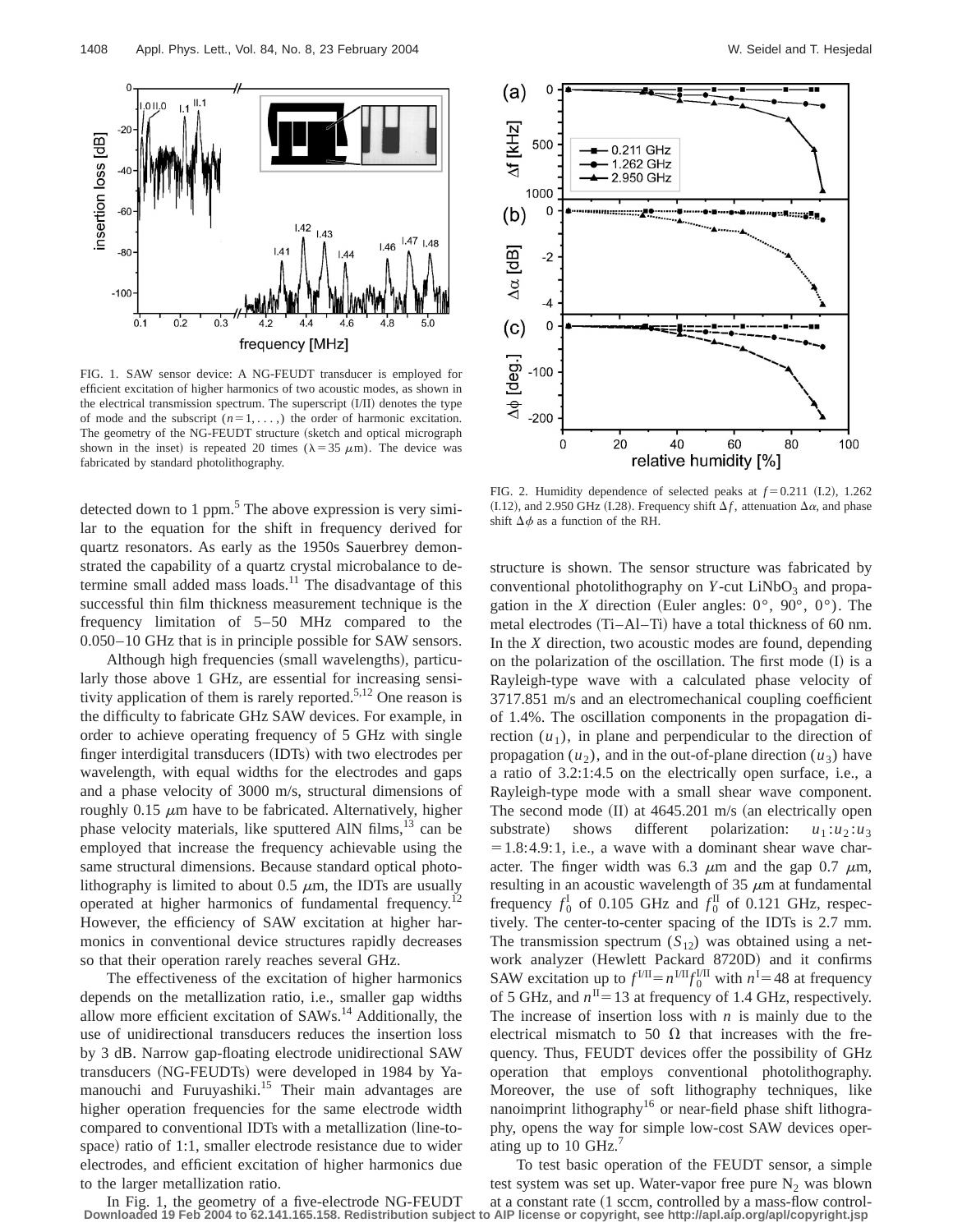FIG. 1. SAW sensor device: A NG-FEUDT transducer is employed for efficient excitation of higher harmonics of two acoustic modes, as shown in the electrical transmission spectrum. The superscript (I/II) denotes the type of mode and the subscript ($n=1,\ldots,$) the order of harmonic excitation. The geometry of the NG-FEUDT structure (sketch and optical micrograph shown in the inset) is repeated 20 times ($\lambda=35$ $\mu$m). The device was fabricated by standard photolithography.

detected down to 1 ppm.[5] The above expression is very similar to the equation for the shift in frequency derived for quartz resonators. As early as the 1950s Sauerbrey demonstrated the capability of a quartz crystal microbalance to determine small added mass loads.[11] The disadvantage of this successful thin film thickness measurement technique is the frequency limitation of 5–50 MHz compared to the 0.050–10 GHz that is in principle possible for SAW sensors.

Although high frequencies (small wavelengths), particularly those above 1 GHz, are essential for increasing sensitivity application of them is rarely reported.[5,12] One reason is the difficulty to fabricate GHz SAW devices. For example, in order to achieve operating frequency of 5 GHz with single finger interdigital transducers (IDTs) with two electrodes per wavelength, with equal widths for the electrodes and gaps and a phase velocity of 3000 m/s, structural dimensions of roughly 0.15 $\mu$m have to be fabricated. Alternatively, higher phase velocity materials, like sputtered AlN films,[13] can be employed that increase the frequency achievable using the same structural dimensions. Because standard optical photolithography is limited to about 0.5 $\mu$m, the IDTs are usually operated at higher harmonics of fundamental frequency.[12] However, the efficiency of SAW excitation at higher harmonics in conventional device structures rapidly decreases so that their operation rarely reaches several GHz.

The effectiveness of the excitation of higher harmonics depends on the metallization ratio, i.e., smaller gap widths allow more efficient excitation of SAWs.[14] Additionally, the use of unidirectional transducers reduces the insertion loss by 3 dB. Narrow gap-floating electrode unidirectional SAW transducers (NG-FEUDTs) were developed in 1984 by Yamanouchi and Furuyashiki.[15] Their main advantages are higher operation frequencies for the same electrode width compared to conventional IDTs with a metallization (line-to-space) ratio of 1:1, smaller electrode resistance due to wider electrodes, and efficient excitation of higher harmonics due to the larger metallization ratio.

In Fig. 1, the geometry of a five-electrode NG-FEUDT structure is shown. The sensor structure was fabricated by conventional photolithography on $Y$-cut $LiNbO_3$ and propagation in the $X$ direction (Euler angles: 0°, 90°, 0°). The metal electrodes (Ti–Al–Ti) have a total thickness of 60 nm. In the $X$ direction, two acoustic modes are found, depending on the polarization of the oscillation. The first mode (I) is a Rayleigh-type wave with a calculated phase velocity of 3717.851 m/s and an electromechanical coupling coefficient of 1.4%. The oscillation components in the propagation direction ($u_1$), in plane and perpendicular to the direction of propagation ($u_2$), and in the out-of-plane direction ($u_3$) have a ratio of 3.2:1:4.5 on the electrically open surface, i.e., a Rayleigh-type mode with a small shear wave component. The second mode (II) at 4645.201 m/s (an electrically open substrate) shows different polarization: $u_1:u_2:u_3=1.8:4.9:1$, i.e., a wave with a dominant shear wave character. The finger width was 6.3 $\mu$m and the gap 0.7 $\mu$m, resulting in an acoustic wavelength of 35 $\mu$m at fundamental frequency $f_0^{\mathrm{I}}$ of 0.105 GHz and $f_0^{\mathrm{II}}$ of 0.121 GHz, respectively. The center-to-center spacing of the IDTs is 2.7 mm. The transmission spectrum ($S_{12}$) was obtained using a network analyzer (Hewlett Packard 8720D) and it confirms SAW excitation up to $f^{\mathrm{I/II}}=n^{\mathrm{I/II}}f_0^{\mathrm{I/II}}$ with $n^{\mathrm{I}}=48$ at frequency of 5 GHz, and $n^{\mathrm{II}}=13$ at frequency of 1.4 GHz, respectively. The increase of insertion loss with $n$ is mainly due to the electrical mismatch to 50 Ω that increases with the frequency. Thus, FEUDT devices offer the possibility of GHz operation that employs conventional photolithography. Moreover, the use of soft lithography techniques, like nanoimprint lithography[16] or near-field phase shift lithography, opens the way for simple low-cost SAW devices operating up to 10 GHz.[7]

FIG. 2. Humidity dependence of selected peaks at $f=0.211$ (I.2), 1.262 (I.12), and 2.950 GHz (I.28). Frequency shift $\Delta f$, attenuation $\Delta\alpha$, and phase shift $\Delta\phi$ as a function of the RH.

To test basic operation of the FEUDT sensor, a simple test system was set up. Water-vapor free pure $N_2$ was blown at a constant rate (1 sccm, controlled by a mass-flow control-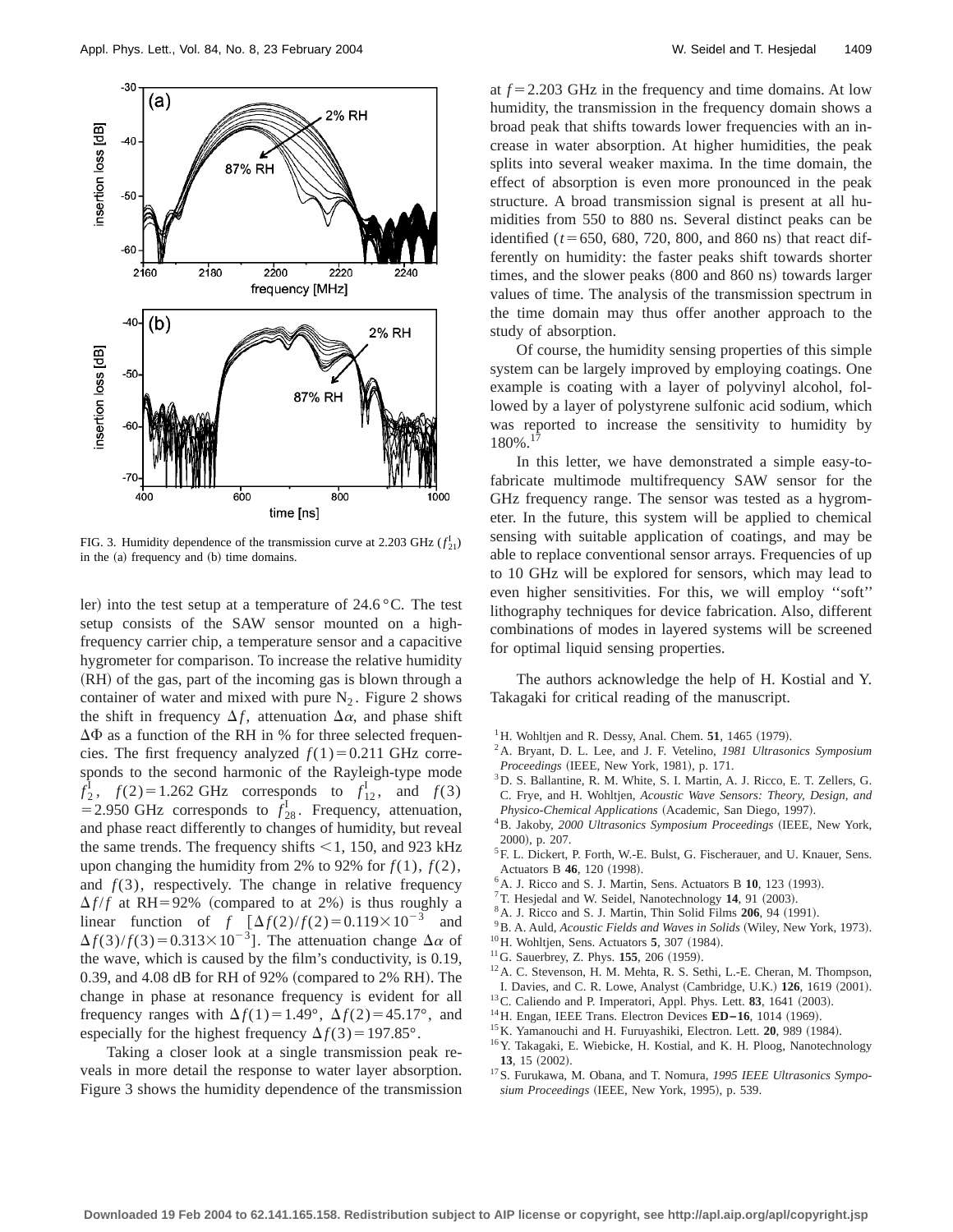(a)

-30

-40

-50

-60

2160 2180 2200 2220 2240

insertion loss [dB]

frequency [MHz]

2% RH

87% RH

(b)

-40

-50

-60

-70

400 600 800 1000

insertion loss [dB]

time [ns]

2% RH

87% RH

FIG. 3. Humidity dependence of the transmission curve at 2.203 GHz ($f_{21}^{1}$) in the (a) frequency and (b) time domains.

ler) into the test setup at a temperature of 24.6 °C. The test setup consists of the SAW sensor mounted on a high-frequency carrier chip, a temperature sensor and a capacitive hygrometer for comparison. To increase the relative humidity (RH) of the gas, part of the incoming gas is blown through a container of water and mixed with pure $N_2$. Figure 2 shows the shift in frequency $\Delta f$, attenuation $\Delta\alpha$, and phase shift $\Delta\Phi$ as a function of the RH in % for three selected frequencies. The first frequency analyzed $f(1)=0.211$ GHz corresponds to the second harmonic of the Rayleigh-type mode $f_2^{1}$, $f(2)=1.262$ GHz corresponds to $f_{12}^{1}$, and $f(3)=2.950$ GHz corresponds to $f_{28}^{1}$. Frequency, attenuation, and phase react differently to changes of humidity, but reveal the same trends. The frequency shifts $<1$, 150, and 923 kHz upon changing the humidity from 2% to 92% for $f(1)$, $f(2)$, and $f(3)$, respectively. The change in relative frequency $\Delta f/f$ at RH=92% (compared to at 2%) is thus roughly a linear function of $f$ [$\Delta f(2)/f(2)=0.119\times10^{-3}$ and $\Delta f(3)/f(3)=0.313\times10^{-3}$]. The attenuation change $\Delta\alpha$ of the wave, which is caused by the film's conductivity, is 0.19, 0.39, and 4.08 dB for RH of 92% (compared to 2% RH). The change in phase at resonance frequency is evident for all frequency ranges with $\Delta f(1)=1.49°$, $\Delta f(2)=45.17°$, and especially for the highest frequency $\Delta f(3)=197.85°$.

Taking a closer look at a single transmission peak reveals in more detail the response to water layer absorption. Figure 3 shows the humidity dependence of the transmission at $f=2.203$ GHz in the frequency and time domains. At low humidity, the transmission in the frequency domain shows a broad peak that shifts towards lower frequencies with an increase in water absorption. At higher humidities, the peak splits into several weaker maxima. In the time domain, the effect of absorption is even more pronounced in the peak structure. A broad transmission signal is present at all humidities from 550 to 880 ns. Several distinct peaks can be identified ($t=650$, 680, 720, 800, and 860 ns) that react differently on humidity: the faster peaks shift towards shorter times, and the slower peaks (800 and 860 ns) towards larger values of time. The analysis of the transmission spectrum in the time domain may thus offer another approach to the study of absorption.

Of course, the humidity sensing properties of this simple system can be largely improved by employing coatings. One example is coating with a layer of polyvinyl alcohol, followed by a layer of polystyrene sulfonic acid sodium, which was reported to increase the sensitivity to humidity by 180%.[17]

In this letter, we have demonstrated a simple easy-to-fabricate multimode multifrequency SAW sensor for the GHz frequency range. The sensor was tested as a hygrometer. In the future, this system will be applied to chemical sensing with suitable application of coatings, and may be able to replace conventional sensor arrays. Frequencies of up to 10 GHz will be explored for sensors, which may lead to even higher sensitivities. For this, we will employ ''soft'' lithography techniques for device fabrication. Also, different combinations of modes in layered systems will be screened for optimal liquid sensing properties.

The authors acknowledge the help of H. Kostial and Y. Takagaki for critical reading of the manuscript.

[1] H. Wohltjen and R. Dessy, Anal. Chem. **51**, 1465 (1979).
[2] A. Bryant, D. L. Lee, and J. F. Vetelino, *1981 Ultrasonics Symposium Proceedings* (IEEE, New York, 1981), p. 171.
[3] D. S. Ballantine, R. M. White, S. I. Martin, A. J. Ricco, E. T. Zellers, G. C. Frye, and H. Wohltjen, *Acoustic Wave Sensors: Theory, Design, and Physico-Chemical Applications* (Academic, San Diego, 1997).
[4] B. Jakoby, *2000 Ultrasonics Symposium Proceedings* (IEEE, New York, 2000), p. 207.
[5] F. L. Dickert, P. Forth, W.-E. Bulst, G. Fischerauer, and U. Knauer, Sens. Actuators B **46**, 120 (1998).
[6] A. J. Ricco and S. J. Martin, Sens. Actuators B **10**, 123 (1993).
[7] T. Hesjedal and W. Seidel, Nanotechnology **14**, 91 (2003).
[8] A. J. Ricco and S. J. Martin, Thin Solid Films **206**, 94 (1991).
[9] B. A. Auld, *Acoustic Fields and Waves in Solids* (Wiley, New York, 1973).
[10] H. Wohltjen, Sens. Actuators **5**, 307 (1984).
[11] G. Sauerbrey, Z. Phys. **155**, 206 (1959).
[12] A. C. Stevenson, H. M. Mehta, R. S. Sethi, L.-E. Cheran, M. Thompson, I. Davies, and C. R. Lowe, Analyst (Cambridge, U.K.) **126**, 1619 (2001).
[13] C. Caliendo and P. Imperatori, Appl. Phys. Lett. **83**, 1641 (2003).
[14] H. Engan, IEEE Trans. Electron Devices **ED–16**, 1014 (1969).
[15] K. Yamanouchi and H. Furuyashiki, Electron. Lett. **20**, 989 (1984).
[16] Y. Takagaki, E. Wiebicke, H. Kostial, and K. H. Ploog, Nanotechnology **13**, 15 (2002).
[17] S. Furukawa, M. Obana, and T. Nomura, *1995 IEEE Ultrasonics Symposium Proceedings* (IEEE, New York, 1995), p. 539.